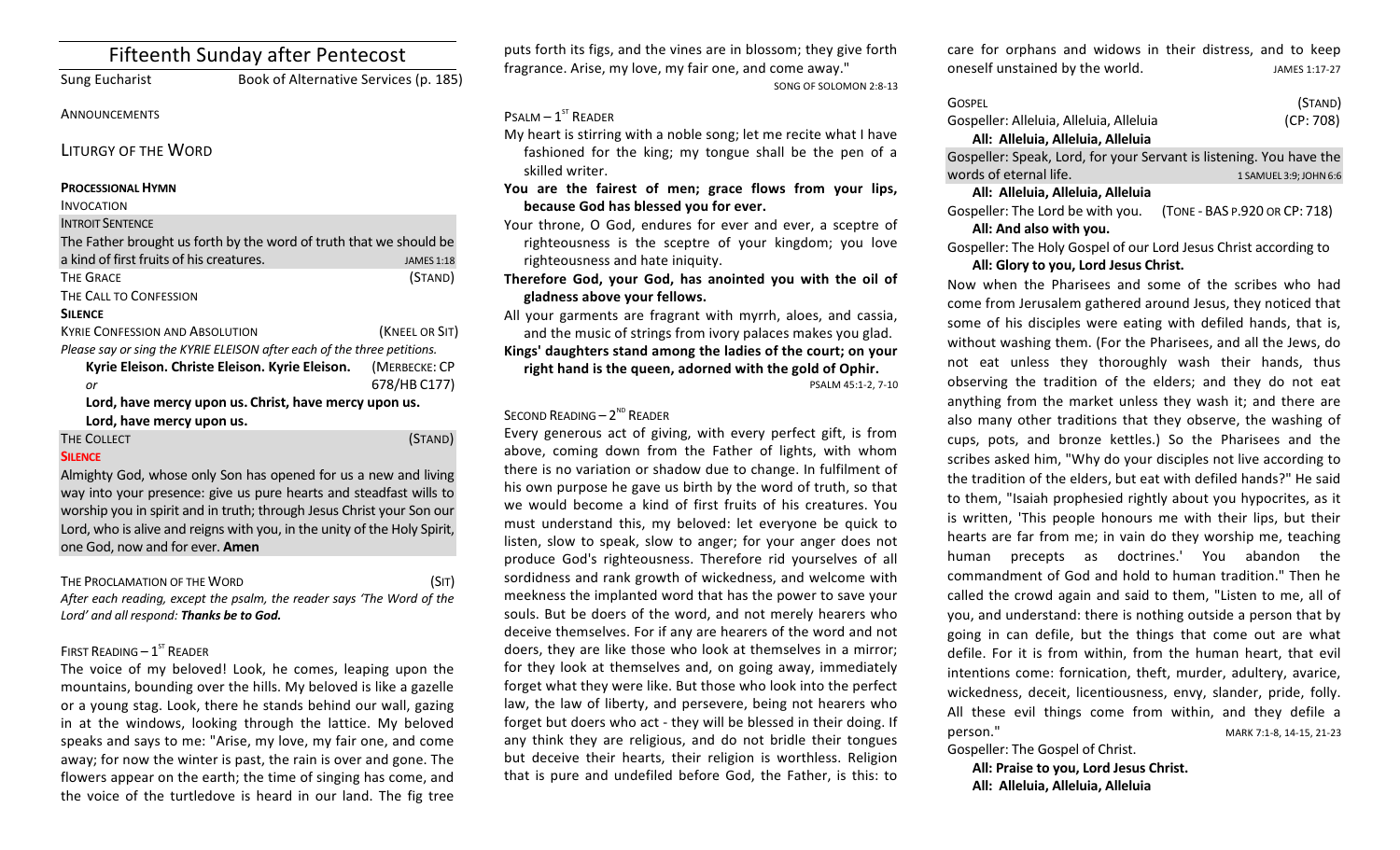# Fifteenth Sunday after Pentecost

Sung Eucharist Book of Alternative Services (p. 185)

ANNOUNCEMENTS

## LITURGY OF THE WORD

**PROCESSIONAL HYMN**

INVOCATION

INTROIT SENTENCE

The Father brought us forth by the word of truth that we should be a kind of first fruits of his creatures. JAMES 1:18

THE GRACE (STAND)

THE CALL TO CONFESSION

**SILENCE**

KYRIE CONFESSION AND ABSOLUTION (KNEEL OR SIT)

*Please say or sing the KYRIE ELEISON after each of the three petitions.*

**Kyrie Eleison. Christe Eleison. Kyrie Eleison.** (MERBECKE: CP 678/HB C177)

*or*

**Lord, have mercy upon us. Christ, have mercy upon us. Lord, have mercy upon us.**

THE COLLECT (STAND)

**SILENCE**

Almighty God, whose only Son has opened for us a new and living way into your presence: give us pure hearts and steadfast wills to worship you in spirit and in truth; through Jesus Christ your Son our Lord, who is alive and reigns with you, in the unity of the Holy Spirit, one God, now and for ever. **Amen**

THE PROCLAMATION OF THE WORD (SIT)

*After each reading, except the psalm, the reader says 'The Word of the Lord' and all respond: **Thanks be to God.***

FIRST READING – 1ST READER

The voice of my beloved! Look, he comes, leaping upon the mountains, bounding over the hills. My beloved is like a gazelle or a young stag. Look, there he stands behind our wall, gazing in at the windows, looking through the lattice. My beloved speaks and says to me: "Arise, my love, my fair one, and come away; for now the winter is past, the rain is over and gone. The flowers appear on the earth; the time of singing has come, and the voice of the turtledove is heard in our land. The fig tree puts forth its figs, and the vines are in blossom; they give forth fragrance. Arise, my love, my fair one, and come away." SONG OF SOLOMON 2:8-13

PSALM – 1ST READER

My heart is stirring with a noble song; let me recite what I have fashioned for the king; my tongue shall be the pen of a skilled writer.

**You are the fairest of men; grace flows from your lips, because God has blessed you for ever.**

Your throne, O God, endures for ever and ever, a sceptre of righteousness is the sceptre of your kingdom; you love righteousness and hate iniquity.

**Therefore God, your God, has anointed you with the oil of gladness above your fellows.**

All your garments are fragrant with myrrh, aloes, and cassia, and the music of strings from ivory palaces makes you glad.

**Kings' daughters stand among the ladies of the court; on your right hand is the queen, adorned with the gold of Ophir.** PSALM 45:1-2, 7-10

SECOND READING – 2ND READER

Every generous act of giving, with every perfect gift, is from above, coming down from the Father of lights, with whom there is no variation or shadow due to change. In fulfilment of his own purpose he gave us birth by the word of truth, so that we would become a kind of first fruits of his creatures. You must understand this, my beloved: let everyone be quick to listen, slow to speak, slow to anger; for your anger does not produce God's righteousness. Therefore rid yourselves of all sordidness and rank growth of wickedness, and welcome with meekness the implanted word that has the power to save your souls. But be doers of the word, and not merely hearers who deceive themselves. For if any are hearers of the word and not doers, they are like those who look at themselves in a mirror; for they look at themselves and, on going away, immediately forget what they were like. But those who look into the perfect law, the law of liberty, and persevere, being not hearers who forget but doers who act - they will be blessed in their doing. If any think they are religious, and do not bridle their tongues but deceive their hearts, their religion is worthless. Religion that is pure and undefiled before God, the Father, is this: to care for orphans and widows in their distress, and to keep oneself unstained by the world. JAMES 1:17-27

GOSPEL (STAND)

Gospeller: Alleluia, Alleluia, Alleluia (CP: 708)

**All: Alleluia, Alleluia, Alleluia**

Gospeller: Speak, Lord, for your Servant is listening. You have the words of eternal life. 1 SAMUEL 3:9; JOHN 6:6

**All: Alleluia, Alleluia, Alleluia**

Gospeller: The Lord be with you. (TONE - BAS P.920 OR CP: 718)

**All: And also with you.**

Gospeller: The Holy Gospel of our Lord Jesus Christ according to

**All: Glory to you, Lord Jesus Christ.**

Now when the Pharisees and some of the scribes who had come from Jerusalem gathered around Jesus, they noticed that some of his disciples were eating with defiled hands, that is, without washing them. (For the Pharisees, and all the Jews, do not eat unless they thoroughly wash their hands, thus observing the tradition of the elders; and they do not eat anything from the market unless they wash it; and there are also many other traditions that they observe, the washing of cups, pots, and bronze kettles.) So the Pharisees and the scribes asked him, "Why do your disciples not live according to the tradition of the elders, but eat with defiled hands?" He said to them, "Isaiah prophesied rightly about you hypocrites, as it is written, 'This people honours me with their lips, but their hearts are far from me; in vain do they worship me, teaching human precepts as doctrines.' You abandon the commandment of God and hold to human tradition." Then he called the crowd again and said to them, "Listen to me, all of you, and understand: there is nothing outside a person that by going in can defile, but the things that come out are what defile. For it is from within, from the human heart, that evil intentions come: fornication, theft, murder, adultery, avarice, wickedness, deceit, licentiousness, envy, slander, pride, folly. All these evil things come from within, and they defile a person." MARK 7:1-8, 14-15, 21-23

Gospeller: The Gospel of Christ.

**All: Praise to you, Lord Jesus Christ.**

**All: Alleluia, Alleluia, Alleluia**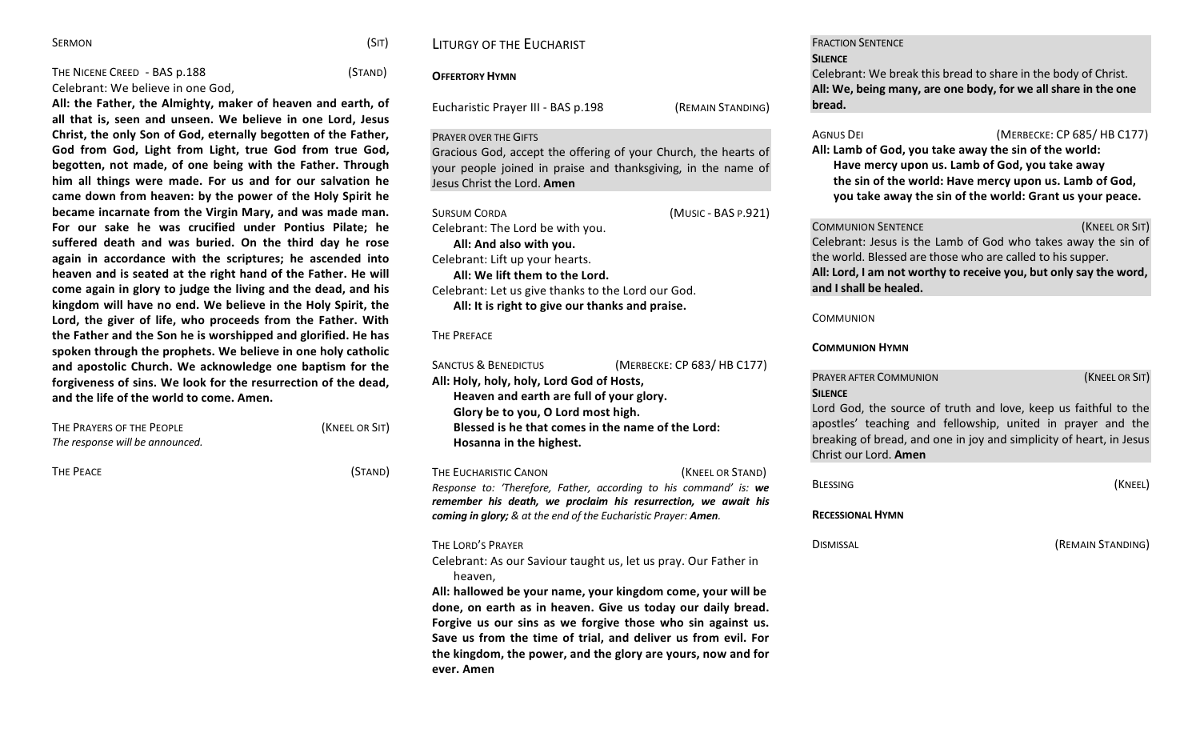SERMON (SIT)

THE NICENE CREED - BAS p.188 (STAND)

Celebrant: We believe in one God,

**All: the Father, the Almighty, maker of heaven and earth, of all that is, seen and unseen. We believe in one Lord, Jesus Christ, the only Son of God, eternally begotten of the Father, God from God, Light from Light, true God from true God, begotten, not made, of one being with the Father. Through him all things were made. For us and for our salvation he came down from heaven: by the power of the Holy Spirit he became incarnate from the Virgin Mary, and was made man. For our sake he was crucified under Pontius Pilate; he suffered death and was buried. On the third day he rose again in accordance with the scriptures; he ascended into heaven and is seated at the right hand of the Father. He will come again in glory to judge the living and the dead, and his kingdom will have no end. We believe in the Holy Spirit, the Lord, the giver of life, who proceeds from the Father. With the Father and the Son he is worshipped and glorified. He has spoken through the prophets. We believe in one holy catholic and apostolic Church. We acknowledge one baptism for the forgiveness of sins. We look for the resurrection of the dead, and the life of the world to come. Amen.**

THE PRAYERS OF THE PEOPLE (KNEEL OR SIT)

*The response will be announced.*

THE PEACE (STAND)

## LITURGY OF THE EUCHARIST

**OFFERTORY HYMN**

Eucharistic Prayer III - BAS p.198 (REMAIN STANDING)

PRAYER OVER THE GIFTS

Gracious God, accept the offering of your Church, the hearts of your people joined in praise and thanksgiving, in the name of Jesus Christ the Lord. **Amen**

SURSUM CORDA (MUSIC - BAS P.921)

Celebrant: The Lord be with you.

**All: And also with you.**

Celebrant: Lift up your hearts.

**All: We lift them to the Lord.**

Celebrant: Let us give thanks to the Lord our God.

**All: It is right to give our thanks and praise.**

THE PREFACE

SANCTUS & BENEDICTUS (MERBECKE: CP 683/ HB C177)

**All: Holy, holy, holy, Lord God of Hosts,**
**Heaven and earth are full of your glory.**
**Glory be to you, O Lord most high.**
**Blessed is he that comes in the name of the Lord:**
**Hosanna in the highest.**

THE EUCHARISTIC CANON (KNEEL OR STAND)

*Response to: 'Therefore, Father, according to his command' is: **we remember his death, we proclaim his resurrection, we await his coming in glory;** & at the end of the Eucharistic Prayer: **Amen**.*

THE LORD'S PRAYER

Celebrant: As our Saviour taught us, let us pray. Our Father in heaven,

**All: hallowed be your name, your kingdom come, your will be done, on earth as in heaven. Give us today our daily bread. Forgive us our sins as we forgive those who sin against us. Save us from the time of trial, and deliver us from evil. For the kingdom, the power, and the glory are yours, now and for ever. Amen**

FRACTION SENTENCE

**SILENCE**

Celebrant: We break this bread to share in the body of Christ.

**All: We, being many, are one body, for we all share in the one bread.**

AGNUS DEI (MERBECKE: CP 685/ HB C177)

**All: Lamb of God, you take away the sin of the world:**
**Have mercy upon us. Lamb of God, you take away**
**the sin of the world: Have mercy upon us. Lamb of God,**
**you take away the sin of the world: Grant us your peace.**

COMMUNION SENTENCE (KNEEL OR SIT)

Celebrant: Jesus is the Lamb of God who takes away the sin of the world. Blessed are those who are called to his supper.

**All: Lord, I am not worthy to receive you, but only say the word, and I shall be healed.**

COMMUNION

**COMMUNION HYMN**

PRAYER AFTER COMMUNION (KNEEL OR SIT)

**SILENCE**

Lord God, the source of truth and love, keep us faithful to the apostles' teaching and fellowship, united in prayer and the breaking of bread, and one in joy and simplicity of heart, in Jesus Christ our Lord. **Amen**

BLESSING (KNEEL)

**RECESSIONAL HYMN**

DISMISSAL (REMAIN STANDING)